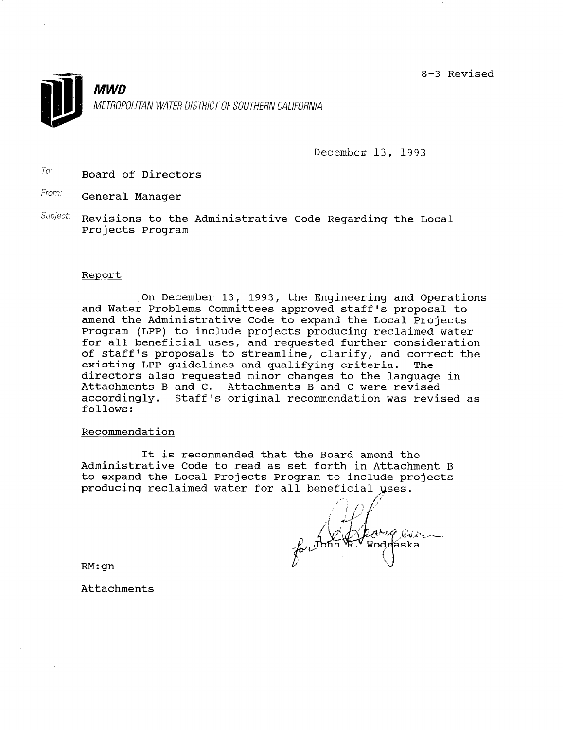8-3 Revised

**MWD**

*METROPOLITAN WATER DISTRICT OF SOUTHERN CALIFORNIA*

December 13, 1993

*To:* Board of Directors

*From:* General Manager

*Subject:* Revisions to the Administrative Code Regarding the Local Projects Program

## Report

On December 13, 1993, the Engineering and Operations and Water Problems Committees approved staff's proposal to amend the Administrative Code to expand the Local Projects Program (LPP) to include projects producing reclaimed water for all beneficial uses, and requested further consideration of staff's proposals to streamline, clarify, and correct the existing LPP guidelines and qualifying criteria. The directors also requested minor changes to the language in Attachments B and C. Attachments B and C were revised accordingly. Staff's original recommendation was revised as follows:

## Recommendation

It is recommended that the Board amend the Administrative Code to read as set forth in Attachment B to expand the Local Projects Program to include projects producing reclaimed water for all beneficial uses.

for John R. Wodraska

RM:gn

Attachments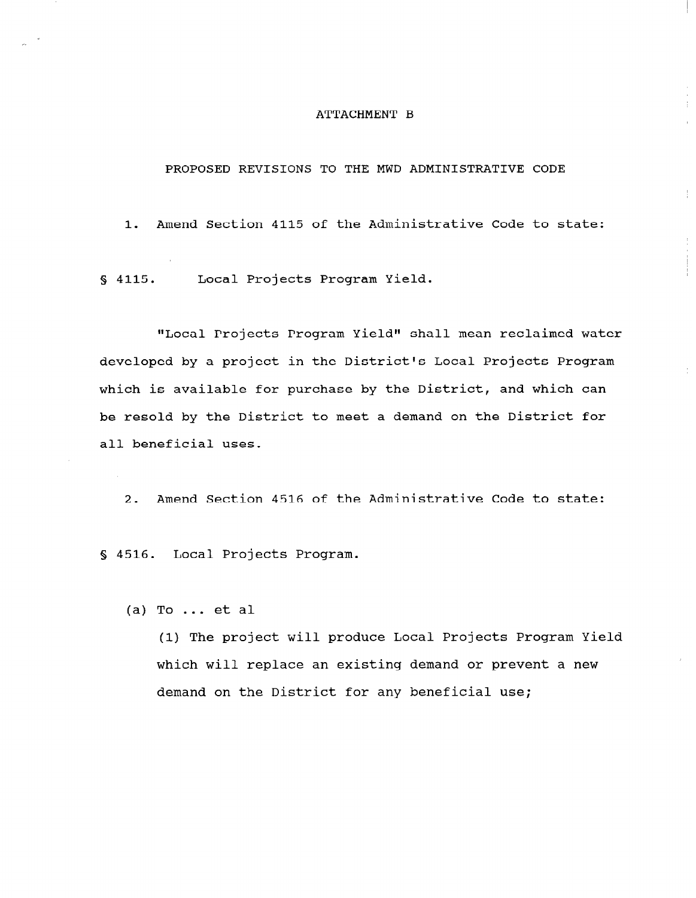# ATTACHMENT B

## PROPOSED REVISIONS TO THE MWD ADMINISTRATIVE CODE

1. Amend Section 4115 of the Administrative Code to state:

§ 4115. Local Projects Program Yield.

"Local Projects Program Yield" shall mean reclaimed water developed by a project in the District's Local Projects Program which is available for purchase by the District, and which can be resold by the District to meet a demand on the District for all beneficial uses.

2. Amend Section 4516 of the Administrative Code to state:

§ 4516. Local Projects Program.

(a) To ... et al

(1) The project will produce Local Projects Program Yield which will replace an existing demand or prevent a new demand on the District for any beneficial use;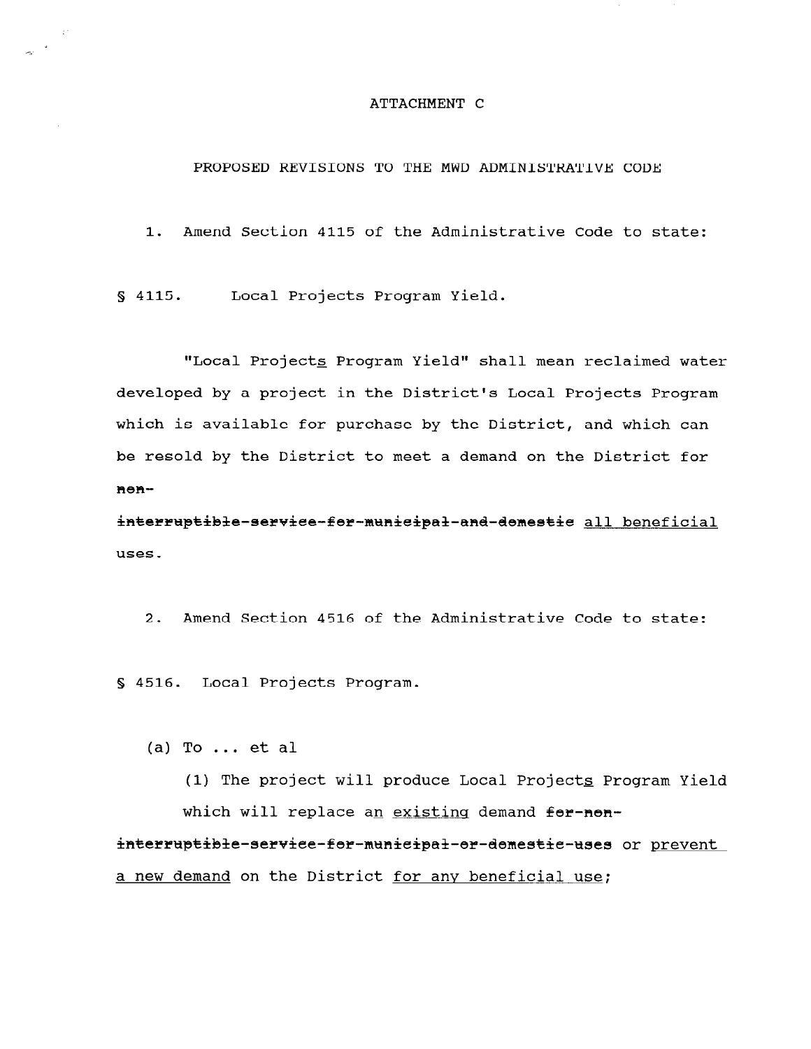ATTACHMENT C

PROPOSED REVISIONS TO THE MWD ADMINISTRATIVE CODE

1. Amend Section 4115 of the Administrative Code to state:

§ 4115. Local Projects Program Yield.

"Local Project<u>s</u> Program Yield" shall mean reclaimed water developed by a project in the District's Local Projects Program which is available for purchase by the District, and which can be resold by the District to meet a demand on the District for ~~non-interruptible-service-for-municipal-and-domestic~~ <u>all beneficial</u> uses.

2. Amend Section 4516 of the Administrative Code to state:

§ 4516. Local Projects Program.

(a) To ... et al

(1) The project will produce Local Project<u>s</u> Program Yield which will replace a<u>n</u> <u>existing</u> demand ~~for-non-interruptible-service-for-municipal-or-domestic-uses~~ or <u>prevent a new demand</u> on the District <u>for any beneficial use</u>;